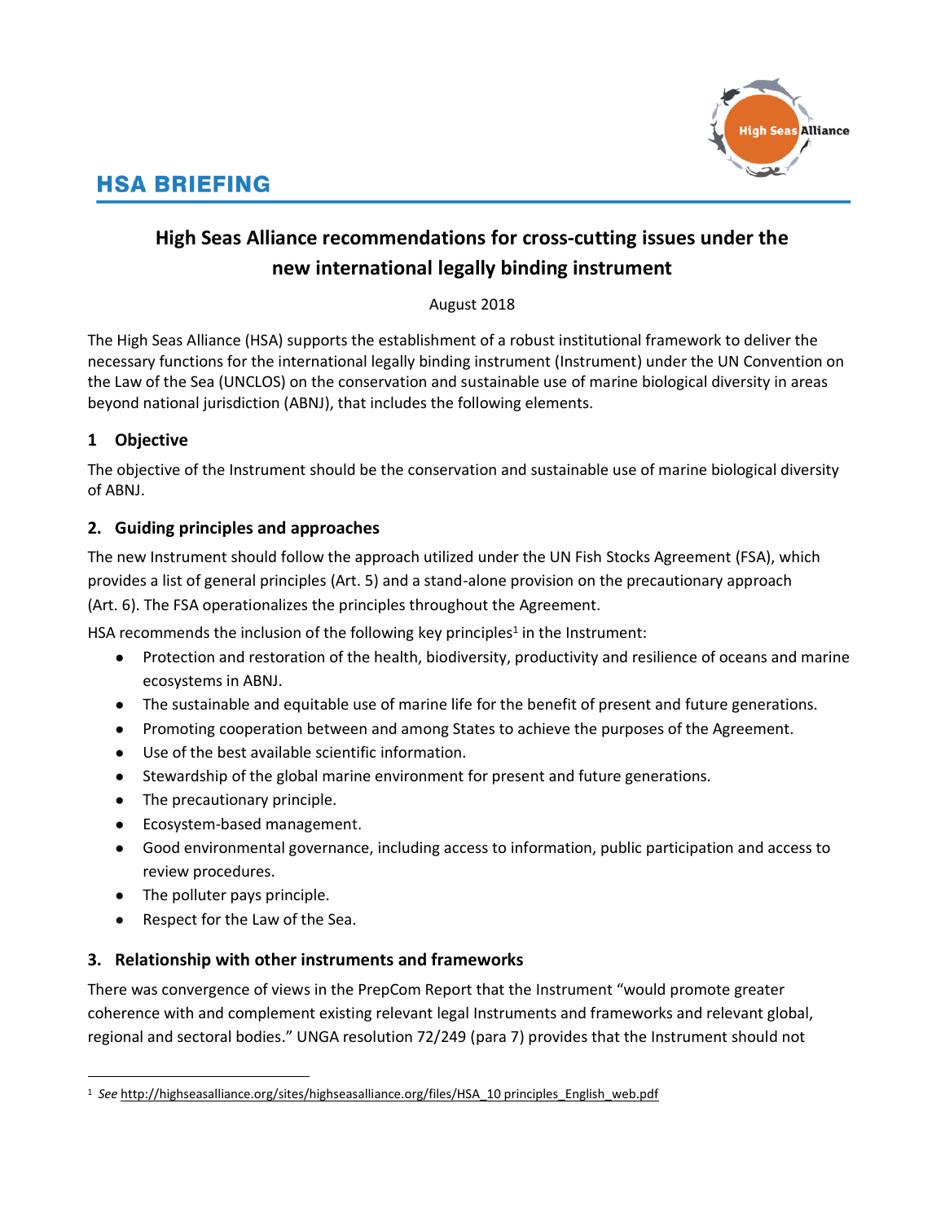# HSA BRIEFING

## High Seas Alliance recommendations for cross-cutting issues under the new international legally binding instrument

August 2018

The High Seas Alliance (HSA) supports the establishment of a robust institutional framework to deliver the necessary functions for the international legally binding instrument (Instrument) under the UN Convention on the Law of the Sea (UNCLOS) on the conservation and sustainable use of marine biological diversity in areas beyond national jurisdiction (ABNJ), that includes the following elements.

### 1 Objective

The objective of the Instrument should be the conservation and sustainable use of marine biological diversity of ABNJ.

### 2. Guiding principles and approaches

The new Instrument should follow the approach utilized under the UN Fish Stocks Agreement (FSA), which provides a list of general principles (Art. 5) and a stand-alone provision on the precautionary approach (Art. 6). The FSA operationalizes the principles throughout the Agreement.

HSA recommends the inclusion of the following key principles[1] in the Instrument:

- Protection and restoration of the health, biodiversity, productivity and resilience of oceans and marine ecosystems in ABNJ.
- The sustainable and equitable use of marine life for the benefit of present and future generations.
- Promoting cooperation between and among States to achieve the purposes of the Agreement.
- Use of the best available scientific information.
- Stewardship of the global marine environment for present and future generations.
- The precautionary principle.
- Ecosystem-based management.
- Good environmental governance, including access to information, public participation and access to review procedures.
- The polluter pays principle.
- Respect for the Law of the Sea.

### 3. Relationship with other instruments and frameworks

There was convergence of views in the PrepCom Report that the Instrument "would promote greater coherence with and complement existing relevant legal Instruments and frameworks and relevant global, regional and sectoral bodies." UNGA resolution 72/249 (para 7) provides that the Instrument should not

[1] *See* http://highseasalliance.org/sites/highseasalliance.org/files/HSA_10 principles_English_web.pdf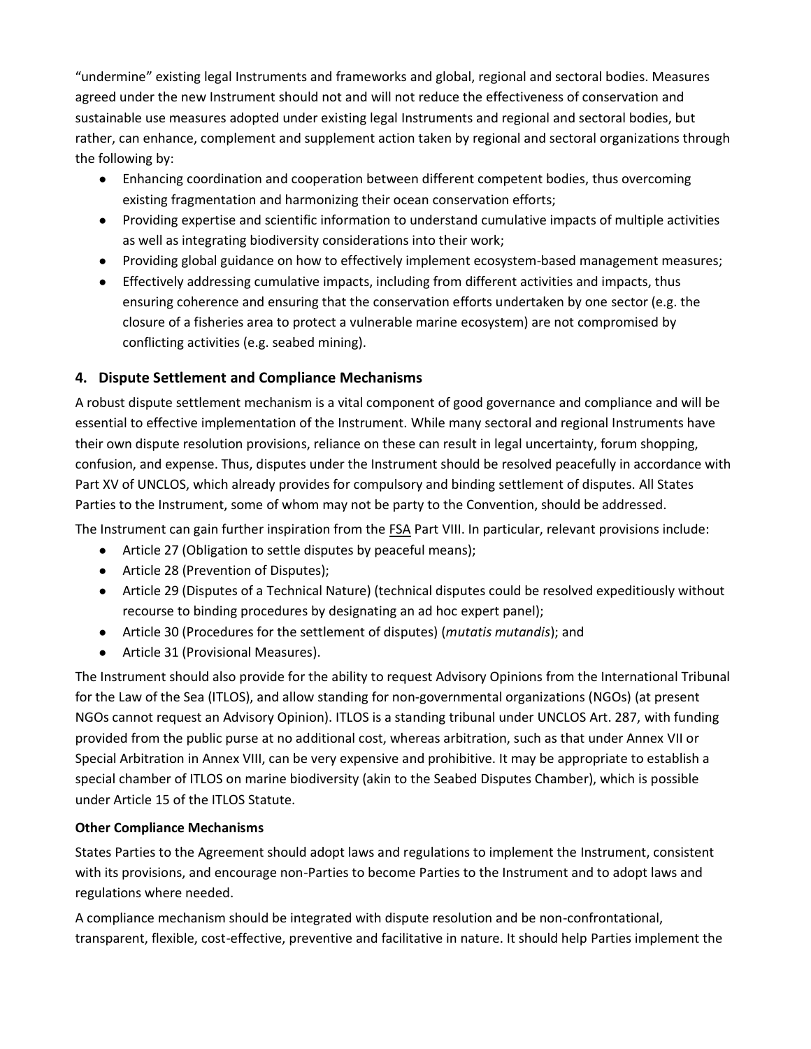"undermine" existing legal Instruments and frameworks and global, regional and sectoral bodies. Measures agreed under the new Instrument should not and will not reduce the effectiveness of conservation and sustainable use measures adopted under existing legal Instruments and regional and sectoral bodies, but rather, can enhance, complement and supplement action taken by regional and sectoral organizations through the following by:

- Enhancing coordination and cooperation between different competent bodies, thus overcoming existing fragmentation and harmonizing their ocean conservation efforts;
- Providing expertise and scientific information to understand cumulative impacts of multiple activities as well as integrating biodiversity considerations into their work;
- Providing global guidance on how to effectively implement ecosystem-based management measures;
- Effectively addressing cumulative impacts, including from different activities and impacts, thus ensuring coherence and ensuring that the conservation efforts undertaken by one sector (e.g. the closure of a fisheries area to protect a vulnerable marine ecosystem) are not compromised by conflicting activities (e.g. seabed mining).

## 4. Dispute Settlement and Compliance Mechanisms

A robust dispute settlement mechanism is a vital component of good governance and compliance and will be essential to effective implementation of the Instrument. While many sectoral and regional Instruments have their own dispute resolution provisions, reliance on these can result in legal uncertainty, forum shopping, confusion, and expense. Thus, disputes under the Instrument should be resolved peacefully in accordance with Part XV of UNCLOS, which already provides for compulsory and binding settlement of disputes. All States Parties to the Instrument, some of whom may not be party to the Convention, should be addressed.

The Instrument can gain further inspiration from the FSA Part VIII. In particular, relevant provisions include:

- Article 27 (Obligation to settle disputes by peaceful means);
- Article 28 (Prevention of Disputes);
- Article 29 (Disputes of a Technical Nature) (technical disputes could be resolved expeditiously without recourse to binding procedures by designating an ad hoc expert panel);
- Article 30 (Procedures for the settlement of disputes) (*mutatis mutandis*); and
- Article 31 (Provisional Measures).

The Instrument should also provide for the ability to request Advisory Opinions from the International Tribunal for the Law of the Sea (ITLOS), and allow standing for non-governmental organizations (NGOs) (at present NGOs cannot request an Advisory Opinion). ITLOS is a standing tribunal under UNCLOS Art. 287, with funding provided from the public purse at no additional cost, whereas arbitration, such as that under Annex VII or Special Arbitration in Annex VIII, can be very expensive and prohibitive. It may be appropriate to establish a special chamber of ITLOS on marine biodiversity (akin to the Seabed Disputes Chamber), which is possible under Article 15 of the ITLOS Statute.

**Other Compliance Mechanisms**

States Parties to the Agreement should adopt laws and regulations to implement the Instrument, consistent with its provisions, and encourage non-Parties to become Parties to the Instrument and to adopt laws and regulations where needed.

A compliance mechanism should be integrated with dispute resolution and be non-confrontational, transparent, flexible, cost-effective, preventive and facilitative in nature. It should help Parties implement the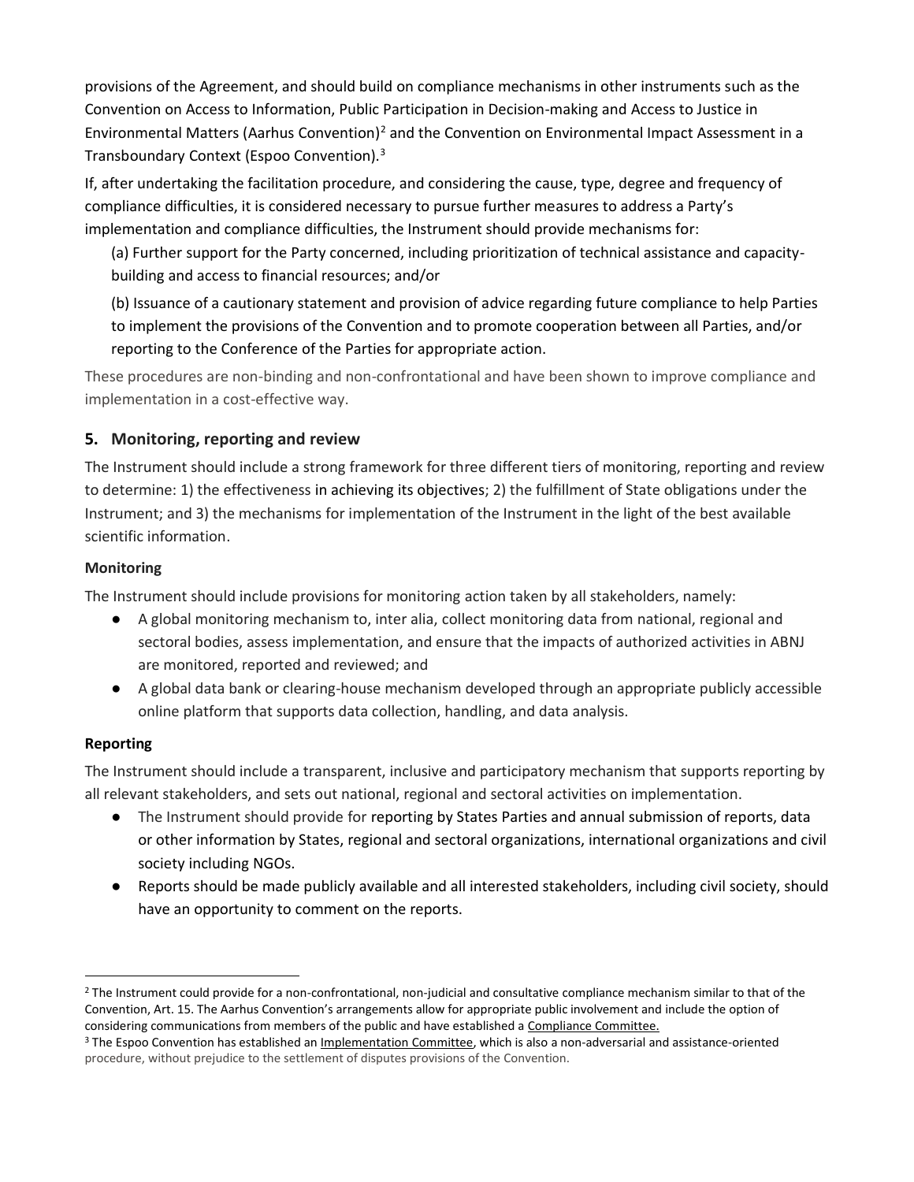provisions of the Agreement, and should build on compliance mechanisms in other instruments such as the Convention on Access to Information, Public Participation in Decision-making and Access to Justice in Environmental Matters (Aarhus Convention)[2] and the Convention on Environmental Impact Assessment in a Transboundary Context (Espoo Convention).[3]

If, after undertaking the facilitation procedure, and considering the cause, type, degree and frequency of compliance difficulties, it is considered necessary to pursue further measures to address a Party's implementation and compliance difficulties, the Instrument should provide mechanisms for:

(a) Further support for the Party concerned, including prioritization of technical assistance and capacity-building and access to financial resources; and/or

(b) Issuance of a cautionary statement and provision of advice regarding future compliance to help Parties to implement the provisions of the Convention and to promote cooperation between all Parties, and/or reporting to the Conference of the Parties for appropriate action.

These procedures are non-binding and non-confrontational and have been shown to improve compliance and implementation in a cost-effective way.

## 5. Monitoring, reporting and review

The Instrument should include a strong framework for three different tiers of monitoring, reporting and review to determine: 1) the effectiveness in achieving its objectives; 2) the fulfillment of State obligations under the Instrument; and 3) the mechanisms for implementation of the Instrument in the light of the best available scientific information.

### Monitoring

The Instrument should include provisions for monitoring action taken by all stakeholders, namely:

- A global monitoring mechanism to, inter alia, collect monitoring data from national, regional and sectoral bodies, assess implementation, and ensure that the impacts of authorized activities in ABNJ are monitored, reported and reviewed; and
- A global data bank or clearing-house mechanism developed through an appropriate publicly accessible online platform that supports data collection, handling, and data analysis.

### Reporting

The Instrument should include a transparent, inclusive and participatory mechanism that supports reporting by all relevant stakeholders, and sets out national, regional and sectoral activities on implementation.

- The Instrument should provide for reporting by States Parties and annual submission of reports, data or other information by States, regional and sectoral organizations, international organizations and civil society including NGOs.
- Reports should be made publicly available and all interested stakeholders, including civil society, should have an opportunity to comment on the reports.

---

[2] The Instrument could provide for a non-confrontational, non-judicial and consultative compliance mechanism similar to that of the Convention, Art. 15. The Aarhus Convention's arrangements allow for appropriate public involvement and include the option of considering communications from members of the public and have established a Compliance Committee.

[3] The Espoo Convention has established an Implementation Committee, which is also a non-adversarial and assistance-oriented procedure, without prejudice to the settlement of disputes provisions of the Convention.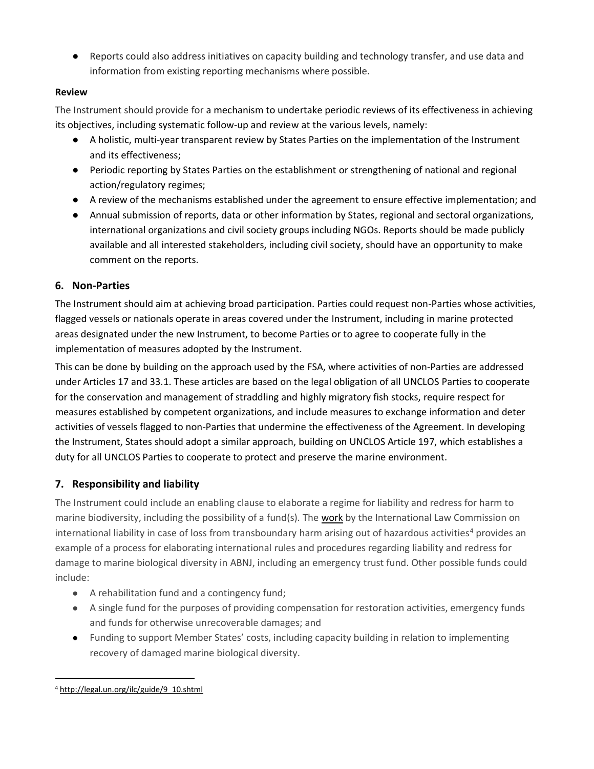- Reports could also address initiatives on capacity building and technology transfer, and use data and information from existing reporting mechanisms where possible.

**Review**

The Instrument should provide for a mechanism to undertake periodic reviews of its effectiveness in achieving its objectives, including systematic follow-up and review at the various levels, namely:

- A holistic, multi-year transparent review by States Parties on the implementation of the Instrument and its effectiveness;
- Periodic reporting by States Parties on the establishment or strengthening of national and regional action/regulatory regimes;
- A review of the mechanisms established under the agreement to ensure effective implementation; and
- Annual submission of reports, data or other information by States, regional and sectoral organizations, international organizations and civil society groups including NGOs. Reports should be made publicly available and all interested stakeholders, including civil society, should have an opportunity to make comment on the reports.

## 6. Non-Parties

The Instrument should aim at achieving broad participation. Parties could request non-Parties whose activities, flagged vessels or nationals operate in areas covered under the Instrument, including in marine protected areas designated under the new Instrument, to become Parties or to agree to cooperate fully in the implementation of measures adopted by the Instrument.

This can be done by building on the approach used by the FSA, where activities of non-Parties are addressed under Articles 17 and 33.1. These articles are based on the legal obligation of all UNCLOS Parties to cooperate for the conservation and management of straddling and highly migratory fish stocks, require respect for measures established by competent organizations, and include measures to exchange information and deter activities of vessels flagged to non-Parties that undermine the effectiveness of the Agreement. In developing the Instrument, States should adopt a similar approach, building on UNCLOS Article 197, which establishes a duty for all UNCLOS Parties to cooperate to protect and preserve the marine environment.

## 7. Responsibility and liability

The Instrument could include an enabling clause to elaborate a regime for liability and redress for harm to marine biodiversity, including the possibility of a fund(s). The work by the International Law Commission on international liability in case of loss from transboundary harm arising out of hazardous activities[4] provides an example of a process for elaborating international rules and procedures regarding liability and redress for damage to marine biological diversity in ABNJ, including an emergency trust fund. Other possible funds could include:

- A rehabilitation fund and a contingency fund;
- A single fund for the purposes of providing compensation for restoration activities, emergency funds and funds for otherwise unrecoverable damages; and
- Funding to support Member States' costs, including capacity building in relation to implementing recovery of damaged marine biological diversity.

[4] http://legal.un.org/ilc/guide/9_10.shtml